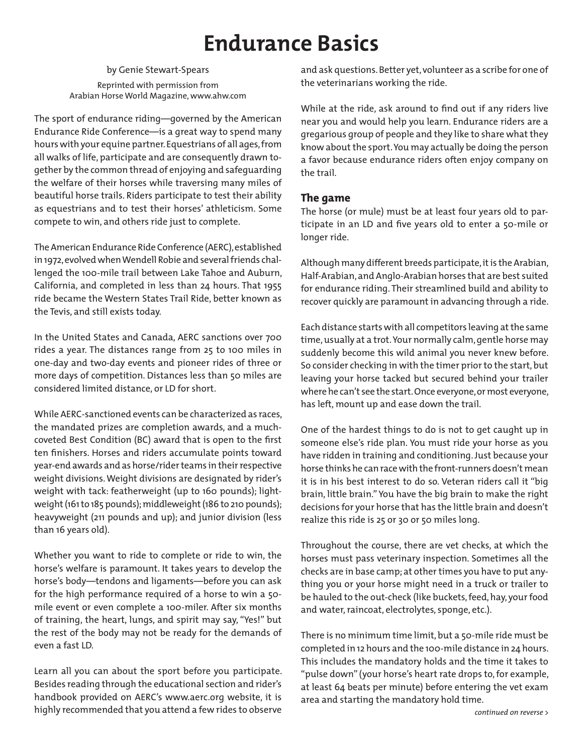# Endurance Basics

by Genie Stewart-Spears

Reprinted with permission from Arabian Horse World Magazine, www.ahw.com

The sport of endurance riding—governed by the American Endurance Ride Conference—is a great way to spend many hours with your equine partner. Equestrians of all ages, from all walks of life, participate and are consequently drawn together by the common thread of enjoying and safeguarding the welfare of their horses while traversing many miles of beautiful horse trails. Riders participate to test their ability as equestrians and to test their horses' athleticism. Some compete to win, and others ride just to complete.

The American Endurance Ride Conference (AERC), established in 1972, evolved when Wendell Robie and several friends challenged the 100-mile trail between Lake Tahoe and Auburn, California, and completed in less than 24 hours. That 1955 ride became the Western States Trail Ride, better known as the Tevis, and still exists today.

In the United States and Canada, AERC sanctions over 700 rides a year. The distances range from 25 to 100 miles in one-day and two-day events and pioneer rides of three or more days of competition. Distances less than 50 miles are considered limited distance, or LD for short.

While AERC-sanctioned events can be characterized as races, the mandated prizes are completion awards, and a much-coveted Best Condition (BC) award that is open to the first ten finishers. Horses and riders accumulate points toward year-end awards and as horse/rider teams in their respective weight divisions. Weight divisions are designated by rider's weight with tack: featherweight (up to 160 pounds); lightweight (161 to 185 pounds); middleweight (186 to 210 pounds); heavyweight (211 pounds and up); and junior division (less than 16 years old).

Whether you want to ride to complete or ride to win, the horse's welfare is paramount. It takes years to develop the horse's body—tendons and ligaments—before you can ask for the high performance required of a horse to win a 50-mile event or even complete a 100-miler. After six months of training, the heart, lungs, and spirit may say, "Yes!" but the rest of the body may not be ready for the demands of even a fast LD.

Learn all you can about the sport before you participate. Besides reading through the educational section and rider's handbook provided on AERC's www.aerc.org website, it is highly recommended that you attend a few rides to observe and ask questions. Better yet, volunteer as a scribe for one of the veterinarians working the ride.

While at the ride, ask around to find out if any riders live near you and would help you learn. Endurance riders are a gregarious group of people and they like to share what they know about the sport. You may actually be doing the person a favor because endurance riders often enjoy company on the trail.

### The game

The horse (or mule) must be at least four years old to participate in an LD and five years old to enter a 50-mile or longer ride.

Although many different breeds participate, it is the Arabian, Half-Arabian, and Anglo-Arabian horses that are best suited for endurance riding. Their streamlined build and ability to recover quickly are paramount in advancing through a ride.

Each distance starts with all competitors leaving at the same time, usually at a trot. Your normally calm, gentle horse may suddenly become this wild animal you never knew before. So consider checking in with the timer prior to the start, but leaving your horse tacked but secured behind your trailer where he can't see the start. Once everyone, or most everyone, has left, mount up and ease down the trail.

One of the hardest things to do is not to get caught up in someone else's ride plan. You must ride your horse as you have ridden in training and conditioning. Just because your horse thinks he can race with the front-runners doesn't mean it is in his best interest to do so. Veteran riders call it "big brain, little brain." You have the big brain to make the right decisions for your horse that has the little brain and doesn't realize this ride is 25 or 30 or 50 miles long.

Throughout the course, there are vet checks, at which the horses must pass veterinary inspection. Sometimes all the checks are in base camp; at other times you have to put anything you or your horse might need in a truck or trailer to be hauled to the out-check (like buckets, feed, hay, your food and water, raincoat, electrolytes, sponge, etc.).

There is no minimum time limit, but a 50-mile ride must be completed in 12 hours and the 100-mile distance in 24 hours. This includes the mandatory holds and the time it takes to "pulse down" (your horse's heart rate drops to, for example, at least 64 beats per minute) before entering the vet exam area and starting the mandatory hold time.

*continued on reverse >*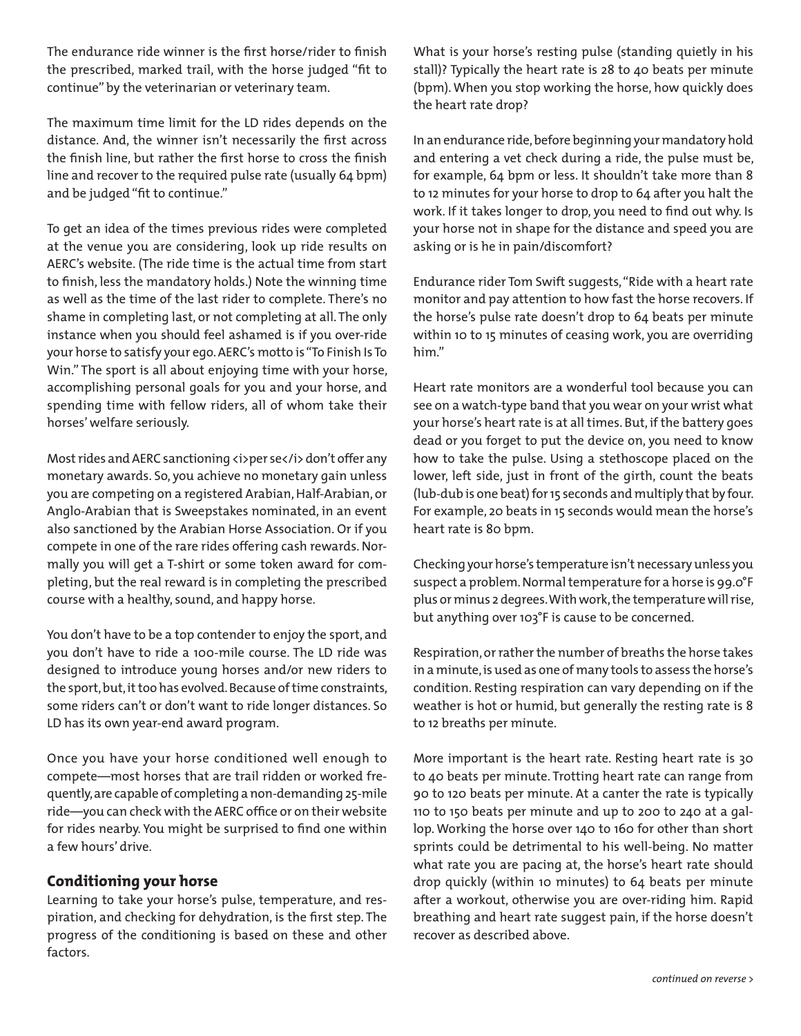The endurance ride winner is the first horse/rider to finish the prescribed, marked trail, with the horse judged "fit to continue" by the veterinarian or veterinary team.

The maximum time limit for the LD rides depends on the distance. And, the winner isn't necessarily the first across the finish line, but rather the first horse to cross the finish line and recover to the required pulse rate (usually 64 bpm) and be judged "fit to continue."

To get an idea of the times previous rides were completed at the venue you are considering, look up ride results on AERC's website. (The ride time is the actual time from start to finish, less the mandatory holds.) Note the winning time as well as the time of the last rider to complete. There's no shame in completing last, or not completing at all. The only instance when you should feel ashamed is if you over-ride your horse to satisfy your ego. AERC's motto is "To Finish Is To Win." The sport is all about enjoying time with your horse, accomplishing personal goals for you and your horse, and spending time with fellow riders, all of whom take their horses' welfare seriously.

Most rides and AERC sanctioning <i>per se</i> don't offer any monetary awards. So, you achieve no monetary gain unless you are competing on a registered Arabian, Half-Arabian, or Anglo-Arabian that is Sweepstakes nominated, in an event also sanctioned by the Arabian Horse Association. Or if you compete in one of the rare rides offering cash rewards. Normally you will get a T-shirt or some token award for completing, but the real reward is in completing the prescribed course with a healthy, sound, and happy horse.

You don't have to be a top contender to enjoy the sport, and you don't have to ride a 100-mile course. The LD ride was designed to introduce young horses and/or new riders to the sport, but, it too has evolved. Because of time constraints, some riders can't or don't want to ride longer distances. So LD has its own year-end award program.

Once you have your horse conditioned well enough to compete—most horses that are trail ridden or worked frequently, are capable of completing a non-demanding 25-mile ride—you can check with the AERC office or on their website for rides nearby. You might be surprised to find one within a few hours' drive.

## Conditioning your horse

Learning to take your horse's pulse, temperature, and respiration, and checking for dehydration, is the first step. The progress of the conditioning is based on these and other factors.

What is your horse's resting pulse (standing quietly in his stall)? Typically the heart rate is 28 to 40 beats per minute (bpm). When you stop working the horse, how quickly does the heart rate drop?

In an endurance ride, before beginning your mandatory hold and entering a vet check during a ride, the pulse must be, for example, 64 bpm or less. It shouldn't take more than 8 to 12 minutes for your horse to drop to 64 after you halt the work. If it takes longer to drop, you need to find out why. Is your horse not in shape for the distance and speed you are asking or is he in pain/discomfort?

Endurance rider Tom Swift suggests, "Ride with a heart rate monitor and pay attention to how fast the horse recovers. If the horse's pulse rate doesn't drop to 64 beats per minute within 10 to 15 minutes of ceasing work, you are overriding him."

Heart rate monitors are a wonderful tool because you can see on a watch-type band that you wear on your wrist what your horse's heart rate is at all times. But, if the battery goes dead or you forget to put the device on, you need to know how to take the pulse. Using a stethoscope placed on the lower, left side, just in front of the girth, count the beats (lub-dub is one beat) for 15 seconds and multiply that by four. For example, 20 beats in 15 seconds would mean the horse's heart rate is 80 bpm.

Checking your horse's temperature isn't necessary unless you suspect a problem. Normal temperature for a horse is 99.0°F plus or minus 2 degrees. With work, the temperature will rise, but anything over 103°F is cause to be concerned.

Respiration, or rather the number of breaths the horse takes in a minute, is used as one of many tools to assess the horse's condition. Resting respiration can vary depending on if the weather is hot or humid, but generally the resting rate is 8 to 12 breaths per minute.

More important is the heart rate. Resting heart rate is 30 to 40 beats per minute. Trotting heart rate can range from 90 to 120 beats per minute. At a canter the rate is typically 110 to 150 beats per minute and up to 200 to 240 at a gallop. Working the horse over 140 to 160 for other than short sprints could be detrimental to his well-being. No matter what rate you are pacing at, the horse's heart rate should drop quickly (within 10 minutes) to 64 beats per minute after a workout, otherwise you are over-riding him. Rapid breathing and heart rate suggest pain, if the horse doesn't recover as described above.

*continued on reverse >*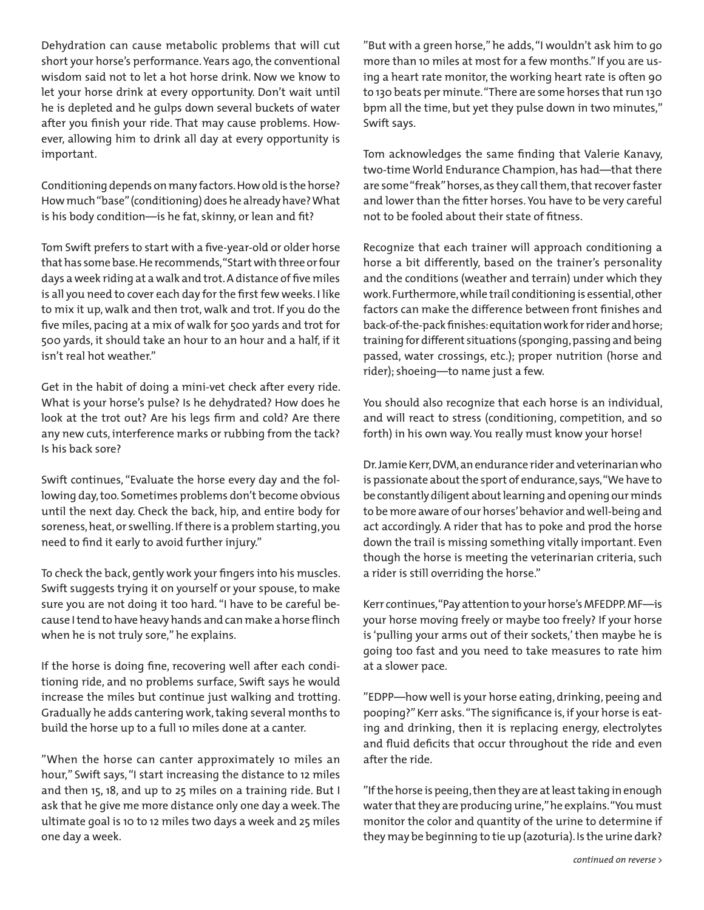Dehydration can cause metabolic problems that will cut short your horse's performance. Years ago, the conventional wisdom said not to let a hot horse drink. Now we know to let your horse drink at every opportunity. Don't wait until he is depleted and he gulps down several buckets of water after you finish your ride. That may cause problems. However, allowing him to drink all day at every opportunity is important.

Conditioning depends on many factors. How old is the horse? How much "base" (conditioning) does he already have? What is his body condition—is he fat, skinny, or lean and fit?

Tom Swift prefers to start with a five-year-old or older horse that has some base. He recommends, "Start with three or four days a week riding at a walk and trot. A distance of five miles is all you need to cover each day for the first few weeks. I like to mix it up, walk and then trot, walk and trot. If you do the five miles, pacing at a mix of walk for 500 yards and trot for 500 yards, it should take an hour to an hour and a half, if it isn't real hot weather."

Get in the habit of doing a mini-vet check after every ride. What is your horse's pulse? Is he dehydrated? How does he look at the trot out? Are his legs firm and cold? Are there any new cuts, interference marks or rubbing from the tack? Is his back sore?

Swift continues, "Evaluate the horse every day and the following day, too. Sometimes problems don't become obvious until the next day. Check the back, hip, and entire body for soreness, heat, or swelling. If there is a problem starting, you need to find it early to avoid further injury."

To check the back, gently work your fingers into his muscles. Swift suggests trying it on yourself or your spouse, to make sure you are not doing it too hard. "I have to be careful because I tend to have heavy hands and can make a horse flinch when he is not truly sore," he explains.

If the horse is doing fine, recovering well after each conditioning ride, and no problems surface, Swift says he would increase the miles but continue just walking and trotting. Gradually he adds cantering work, taking several months to build the horse up to a full 10 miles done at a canter.

"When the horse can canter approximately 10 miles an hour," Swift says, "I start increasing the distance to 12 miles and then 15, 18, and up to 25 miles on a training ride. But I ask that he give me more distance only one day a week. The ultimate goal is 10 to 12 miles two days a week and 25 miles one day a week.

"But with a green horse," he adds, "I wouldn't ask him to go more than 10 miles at most for a few months." If you are using a heart rate monitor, the working heart rate is often 90 to 130 beats per minute. "There are some horses that run 130 bpm all the time, but yet they pulse down in two minutes," Swift says.

Tom acknowledges the same finding that Valerie Kanavy, two-time World Endurance Champion, has had—that there are some "freak" horses, as they call them, that recover faster and lower than the fitter horses. You have to be very careful not to be fooled about their state of fitness.

Recognize that each trainer will approach conditioning a horse a bit differently, based on the trainer's personality and the conditions (weather and terrain) under which they work. Furthermore, while trail conditioning is essential, other factors can make the difference between front finishes and back-of-the-pack finishes: equitation work for rider and horse; training for different situations (sponging, passing and being passed, water crossings, etc.); proper nutrition (horse and rider); shoeing—to name just a few.

You should also recognize that each horse is an individual, and will react to stress (conditioning, competition, and so forth) in his own way. You really must know your horse!

Dr. Jamie Kerr, DVM, an endurance rider and veterinarian who is passionate about the sport of endurance, says, "We have to be constantly diligent about learning and opening our minds to be more aware of our horses' behavior and well-being and act accordingly. A rider that has to poke and prod the horse down the trail is missing something vitally important. Even though the horse is meeting the veterinarian criteria, such a rider is still overriding the horse."

Kerr continues, "Pay attention to your horse's MFEDPP. MF—is your horse moving freely or maybe too freely? If your horse is 'pulling your arms out of their sockets,' then maybe he is going too fast and you need to take measures to rate him at a slower pace.

"EDPP—how well is your horse eating, drinking, peeing and pooping?" Kerr asks. "The significance is, if your horse is eating and drinking, then it is replacing energy, electrolytes and fluid deficits that occur throughout the ride and even after the ride.

"If the horse is peeing, then they are at least taking in enough water that they are producing urine," he explains. "You must monitor the color and quantity of the urine to determine if they may be beginning to tie up (azoturia). Is the urine dark?

*continued on reverse >*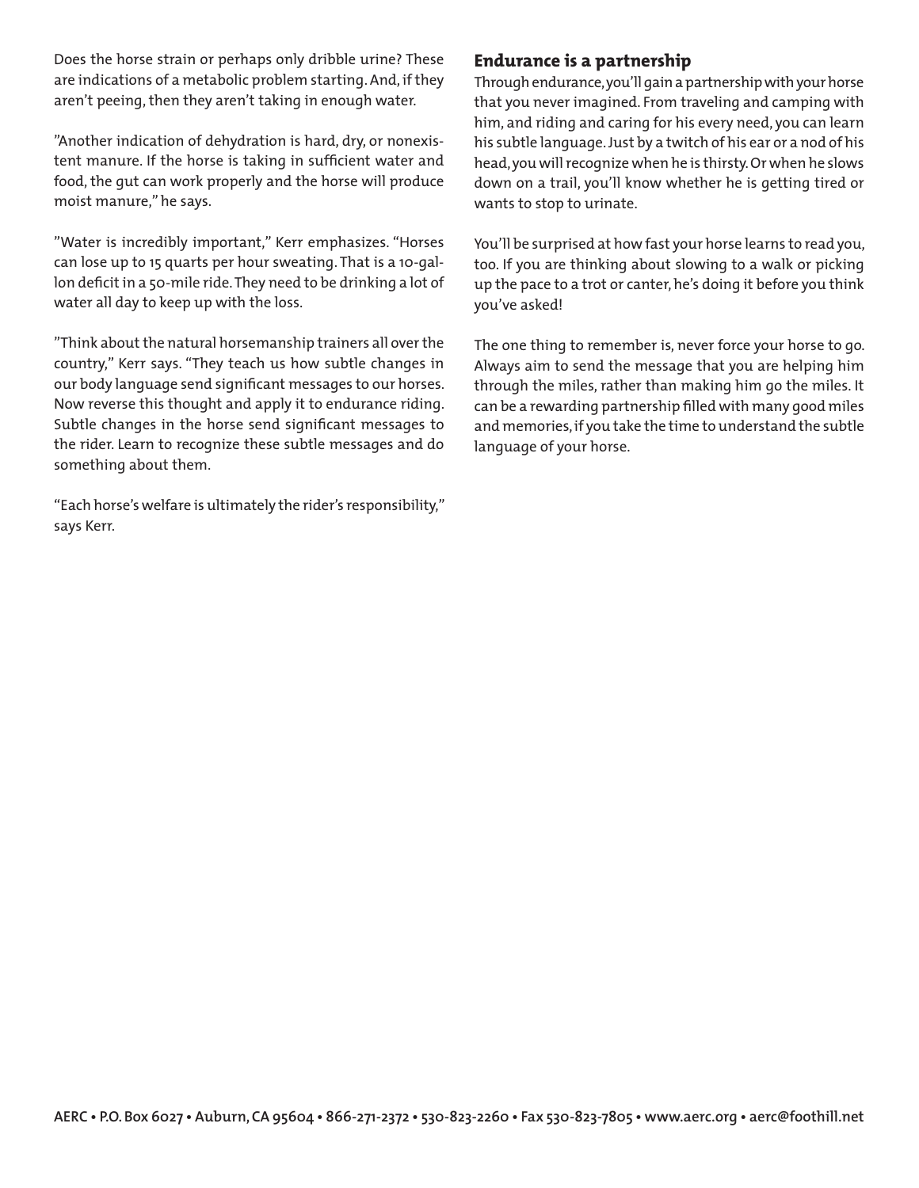Does the horse strain or perhaps only dribble urine? These are indications of a metabolic problem starting. And, if they aren't peeing, then they aren't taking in enough water.

"Another indication of dehydration is hard, dry, or nonexistent manure. If the horse is taking in sufficient water and food, the gut can work properly and the horse will produce moist manure," he says.

"Water is incredibly important," Kerr emphasizes. "Horses can lose up to 15 quarts per hour sweating. That is a 10-gallon deficit in a 50-mile ride. They need to be drinking a lot of water all day to keep up with the loss.

"Think about the natural horsemanship trainers all over the country," Kerr says. "They teach us how subtle changes in our body language send significant messages to our horses. Now reverse this thought and apply it to endurance riding. Subtle changes in the horse send significant messages to the rider. Learn to recognize these subtle messages and do something about them.

"Each horse's welfare is ultimately the rider's responsibility," says Kerr.

## Endurance is a partnership

Through endurance, you'll gain a partnership with your horse that you never imagined. From traveling and camping with him, and riding and caring for his every need, you can learn his subtle language. Just by a twitch of his ear or a nod of his head, you will recognize when he is thirsty. Or when he slows down on a trail, you'll know whether he is getting tired or wants to stop to urinate.

You'll be surprised at how fast your horse learns to read you, too. If you are thinking about slowing to a walk or picking up the pace to a trot or canter, he's doing it before you think you've asked!

The one thing to remember is, never force your horse to go. Always aim to send the message that you are helping him through the miles, rather than making him go the miles. It can be a rewarding partnership filled with many good miles and memories, if you take the time to understand the subtle language of your horse.

**AERC • P.O. Box 6027 • Auburn, CA 95604 • 866-271-2372 • 530-823-2260 • Fax 530-823-7805 • www.aerc.org • aerc@foothill.net**